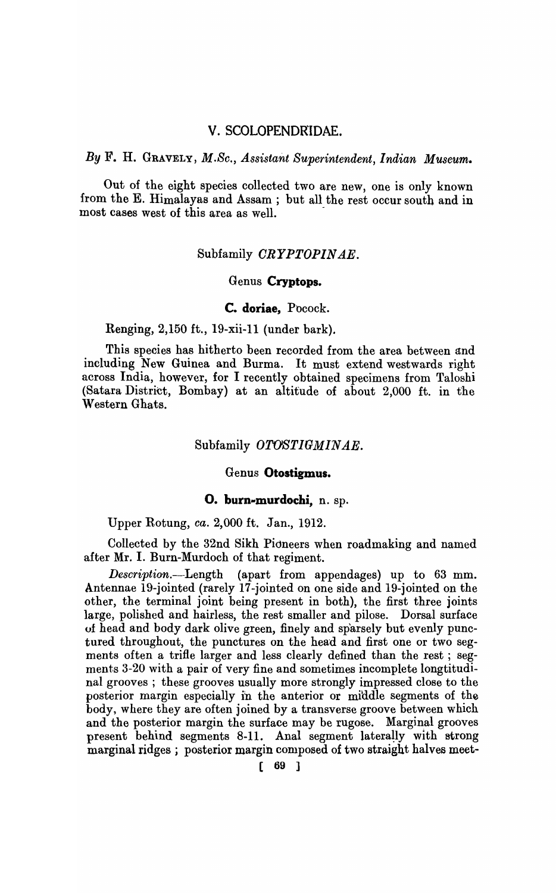## V. SCOLOPENDRIDAE.

*By* F. H. GRAVELY, *M.Sc., Assistant Superintendent, Indian Museum.*

Out of the eight species collected two are new, one is only known from the E. Himalayas and Assam ; but all the rest occur south and in most cases west of this area as well.

### Subfamily *CRYPTOPINAE*.

#### Genus **Cryptops.**

##### **C. doriae,** Pocock.

Renging, 2,150 ft., 19-xii-11 (under bark).

This species has hitherto been recorded from the area between and including New Guinea and Burma. It must extend westwards right across India, however, for I recently obtained specimens from Taloshi (Satara District, Bombay) at an altitude of about 2,000 ft. in the Western Ghats.

### Subfamily *OTOSTIGMINAE*.

#### Genus **Otostigmus.**

##### **O. burn-murdochi,** n. sp.

Upper Rotung, *ca.* 2,000 ft. Jan., 1912.

Collected by the 32nd Sikh Pioneers when roadmaking and named after Mr. I. Burn-Murdoch of that regiment.

*Description.*—Length (apart from appendages) up to 63 mm. Antennae 19-jointed (rarely 17-jointed on one side and 19-jointed on the other, the terminal joint being present in both), the first three joints large, polished and hairless, the rest smaller and pilose. Dorsal surface of head and body dark olive green, finely and sparsely but evenly punctured throughout, the punctures on the head and first one or two segments often a trifle larger and less clearly defined than the rest ; segments 3-20 with a pair of very fine and sometimes incomplete longtitudinal grooves ; these grooves usually more strongly impressed close to the posterior margin especially in the anterior or middle segments of the body, where they are often joined by a transverse groove between which and the posterior margin the surface may be rugose. Marginal grooves present behind segments 8-11. Anal segment laterally with strong marginal ridges ; posterior margin composed of two straight halves meet-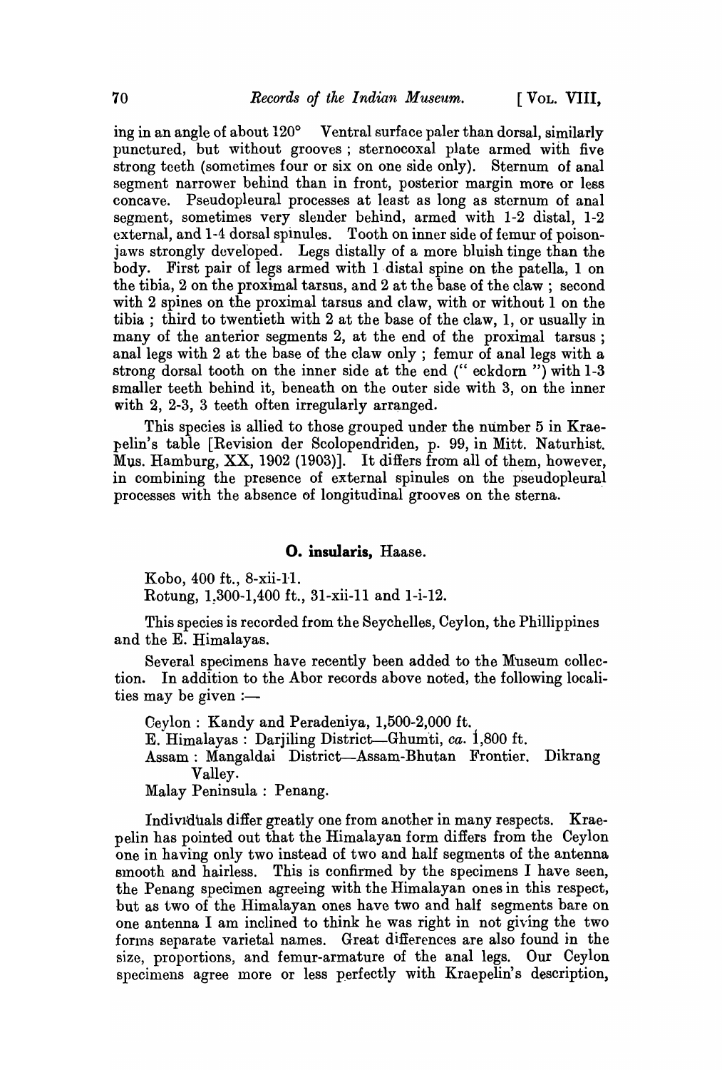ing in an angle of about 120° Ventral surface paler than dorsal, similarly punctured, but without grooves; sternocoxal plate armed with five strong teeth (sometimes four or six on one side only). Sternum of anal segment narrower behind than in front, posterior margin more or less concave. Pseudopleural processes at least as long as sternum of anal segment, sometimes very slender behind, armed with 1-2 distal, 1-2 external, and 1-4 dorsal spinules. Tooth on inner side of femur of poison-jaws strongly developed. Legs distally of a more bluish tinge than the body. First pair of legs armed with 1 distal spine on the patella, 1 on the tibia, 2 on the proximal tarsus, and 2 at the base of the claw; second with 2 spines on the proximal tarsus and claw, with or without 1 on the tibia; third to twentieth with 2 at the base of the claw, 1, or usually in many of the anterior segments 2, at the end of the proximal tarsus; anal legs with 2 at the base of the claw only; femur of anal legs with a strong dorsal tooth on the inner side at the end ("eckdorn") with 1-3 smaller teeth behind it, beneath on the outer side with 3, on the inner with 2, 2-3, 3 teeth often irregularly arranged.

This species is allied to those grouped under the number 5 in Kraepelin's table [Revision der Scolopendriden, p. 99, in Mitt. Naturhist. Mus. Hamburg, XX, 1902 (1903)]. It differs from all of them, however, in combining the presence of external spinules on the pseudopleural processes with the absence of longitudinal grooves on the sterna.

### O. insularis, Haase.

Kobo, 400 ft., 8-xii-11.
Rotung, 1,300-1,400 ft., 31-xii-11 and 1-i-12.

This species is recorded from the Seychelles, Ceylon, the Phillippines and the E. Himalayas.

Several specimens have recently been added to the Museum collection. In addition to the Abor records above noted, the following localities may be given :—

Ceylon : Kandy and Peradeniya, 1,500-2,000 ft.
E. Himalayas : Darjiling District—Ghumti, *ca.* 1,800 ft.
Assam : Mangaldai District—Assam-Bhutan Frontier. Dikrang Valley.
Malay Peninsula : Penang.

Individuals differ greatly one from another in many respects. Kraepelin has pointed out that the Himalayan form differs from the Ceylon one in having only two instead of two and half segments of the antenna smooth and hairless. This is confirmed by the specimens I have seen, the Penang specimen agreeing with the Himalayan ones in this respect, but as two of the Himalayan ones have two and half segments bare on one antenna I am inclined to think he was right in not giving the two forms separate varietal names. Great differences are also found in the size, proportions, and femur-armature of the anal legs. Our Ceylon specimens agree more or less perfectly with Kraepelin's description,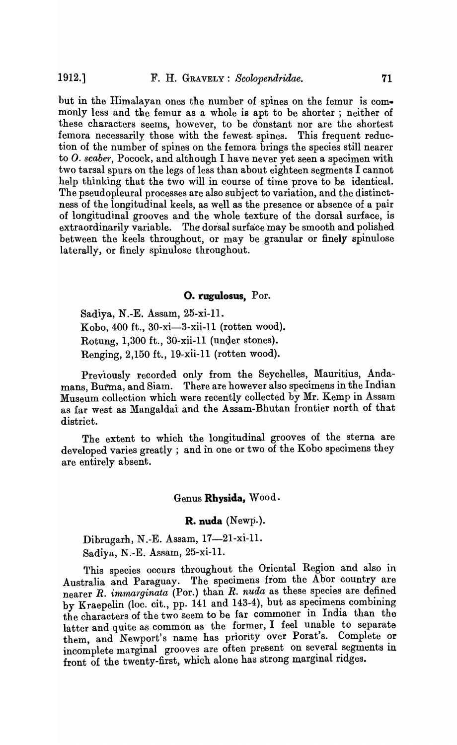but in the Himalayan ones the number of spines on the femur is commonly less and the femur as a whole is apt to be shorter ; neither of these characters seems, however, to be constant nor are the shortest femora necessarily those with the fewest spines. This frequent reduction of the number of spines on the femora brings the species still nearer to *O. scaber*, Pocock, and although I have never yet seen a specimen with two tarsal spurs on the legs of less than about eighteen segments I cannot help thinking that the two will in course of time prove to be identical. The pseudopleural processes are also subject to variation, and the distinctness of the longitudinal keels, as well as the presence or absence of a pair of longitudinal grooves and the whole texture of the dorsal surface, is extraordinarily variable. The dorsal surface may be smooth and polished between the keels throughout, or may be granular or finely spinulose laterally, or finely spinulose throughout.

### O. rugulosus, Por.

Sadiya, N.-E. Assam, 25-xi-11.
Kobo, 400 ft., 30-xi—3-xii-11 (rotten wood).
Rotung, 1,300 ft., 30-xii-11 (under stones).
Renging, 2,150 ft., 19-xii-11 (rotten wood).

Previously recorded only from the Seychelles, Mauritius, Andamans, Burma, and Siam. There are however also specimens in the Indian Museum collection which were recently collected by Mr. Kemp in Assam as far west as Mangaldai and the Assam-Bhutan frontier north of that district.

The extent to which the longitudinal grooves of the sterna are developed varies greatly ; and in one or two of the Kobo specimens they are entirely absent.

## Genus **Rhysida**, Wood.

### R. nuda (Newp.).

Dibrugarh, N.-E. Assam, 17—21-xi-11.
Sadiya, N.-E. Assam, 25-xi-11.

This species occurs throughout the Oriental Region and also in Australia and Paraguay. The specimens from the Abor country are nearer *R. immarginata* (Por.) than *R. nuda* as these species are defined by Kraepelin (loc. cit., pp. 141 and 143-4), but as specimens combining the characters of the two seem to be far commoner in India than the latter and quite as common as the former, I feel unable to separate them, and Newport's name has priority over Porat's. Complete or incomplete marginal grooves are often present on several segments in front of the twenty-first, which alone has strong marginal ridges.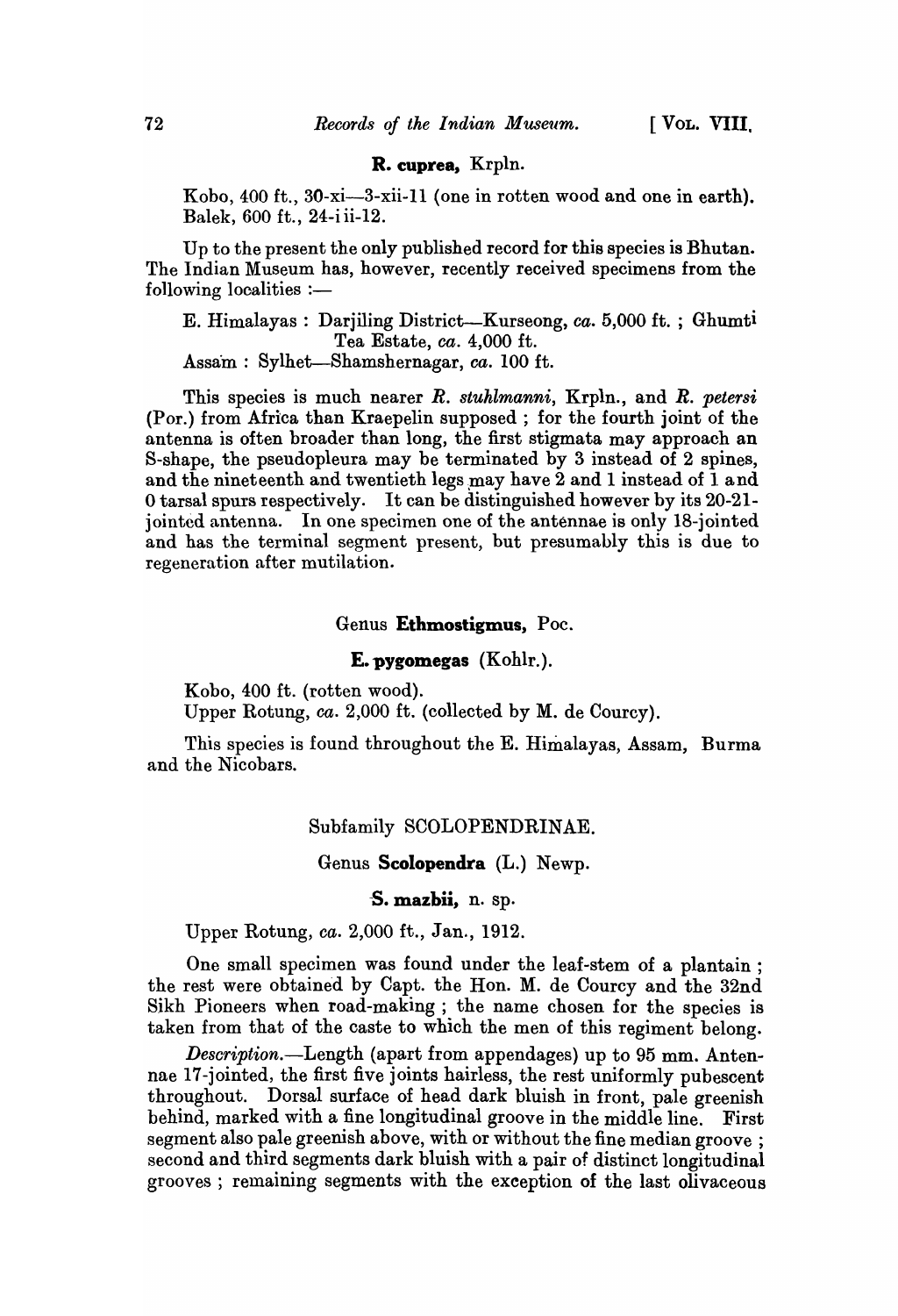**R. cuprea,** Krpln.

Kobo, 400 ft., 30-xi—3-xii-11 (one in rotten wood and one in earth).
Balek, 600 ft., 24-iii-12.

Up to the present the only published record for this species is Bhutan. The Indian Museum has, however, recently received specimens from the following localities :—

E. Himalayas : Darjiling District—Kurseong, *ca.* 5,000 ft. ; Ghumti Tea Estate, *ca.* 4,000 ft.
Assam : Sylhet—Shamshernagar, *ca.* 100 ft.

This species is much nearer *R. stuhlmanni*, Krpln., and *R. petersi* (Por.) from Africa than Kraepelin supposed ; for the fourth joint of the antenna is often broader than long, the first stigmata may approach an S-shape, the pseudopleura may be terminated by 3 instead of 2 spines, and the nineteenth and twentieth legs may have 2 and 1 instead of 1 and 0 tarsal spurs respectively. It can be distinguished however by its 20-21-jointed antenna. In one specimen one of the antennae is only 18-jointed and has the terminal segment present, but presumably this is due to regeneration after mutilation.

Genus **Ethmostigmus,** Poc.

**E. pygomegas** (Kohlr.).

Kobo, 400 ft. (rotten wood).
Upper Rotung, *ca.* 2,000 ft. (collected by M. de Courcy).

This species is found throughout the E. Himalayas, Assam, Burma and the Nicobars.

Subfamily SCOLOPENDRINAE.

Genus **Scolopendra** (L.) Newp.

**S. mazbii,** n. sp.

Upper Rotung, *ca.* 2,000 ft., Jan., 1912.

One small specimen was found under the leaf-stem of a plantain ; the rest were obtained by Capt. the Hon. M. de Courcy and the 32nd Sikh Pioneers when road-making ; the name chosen for the species is taken from that of the caste to which the men of this regiment belong.

*Description.*—Length (apart from appendages) up to 95 mm. Antennae 17-jointed, the first five joints hairless, the rest uniformly pubescent throughout. Dorsal surface of head dark bluish in front, pale greenish behind, marked with a fine longitudinal groove in the middle line. First segment also pale greenish above, with or without the fine median groove ; second and third segments dark bluish with a pair of distinct longitudinal grooves ; remaining segments with the exception of the last olivaceous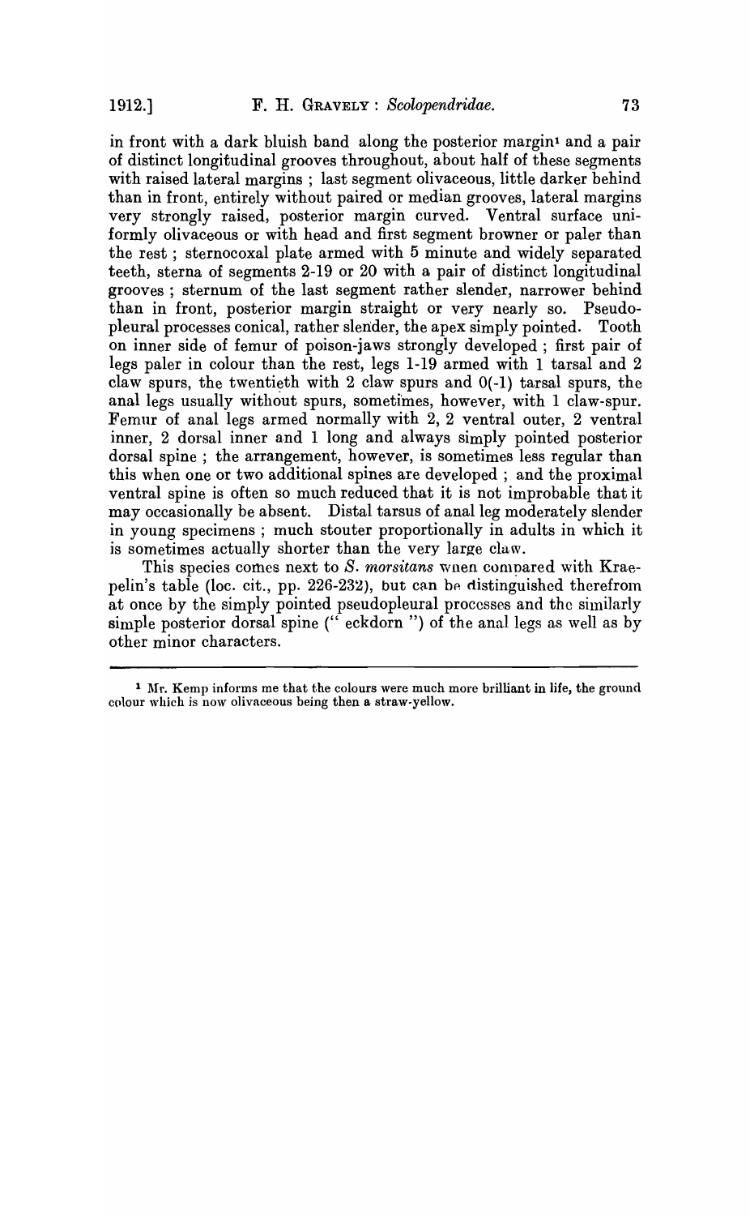in front with a dark bluish band along the posterior margin[1] and a pair of distinct longitudinal grooves throughout, about half of these segments with raised lateral margins ; last segment olivaceous, little darker behind than in front, entirely without paired or median grooves, lateral margins very strongly raised, posterior margin curved. Ventral surface uniformly olivaceous or with head and first segment browner or paler than the rest ; sternocoxal plate armed with 5 minute and widely separated teeth, sterna of segments 2-19 or 20 with a pair of distinct longitudinal grooves ; sternum of the last segment rather slender, narrower behind than in front, posterior margin straight or very nearly so. Pseudopleural processes conical, rather slender, the apex simply pointed. Tooth on inner side of femur of poison-jaws strongly developed ; first pair of legs paler in colour than the rest, legs 1-19 armed with 1 tarsal and 2 claw spurs, the twentieth with 2 claw spurs and 0(-1) tarsal spurs, the anal legs usually without spurs, sometimes, however, with 1 claw-spur. Femur of anal legs armed normally with 2, 2 ventral outer, 2 ventral inner, 2 dorsal inner and 1 long and always simply pointed posterior dorsal spine ; the arrangement, however, is sometimes less regular than this when one or two additional spines are developed ; and the proximal ventral spine is often so much reduced that it is not improbable that it may occasionally be absent. Distal tarsus of anal leg moderately slender in young specimens ; much stouter proportionally in adults in which it is sometimes actually shorter than the very large claw.

This species comes next to *S. morsitans* when compared with Kraepelin's table (loc. cit., pp. 226-232), but can be distinguished therefrom at once by the simply pointed pseudopleural processes and the similarly simple posterior dorsal spine (" eckdorn ") of the anal legs as well as by other minor characters.

---

[1] Mr. Kemp informs me that the colours were much more brilliant in life, the ground colour which is now olivaceous being then a straw-yellow.